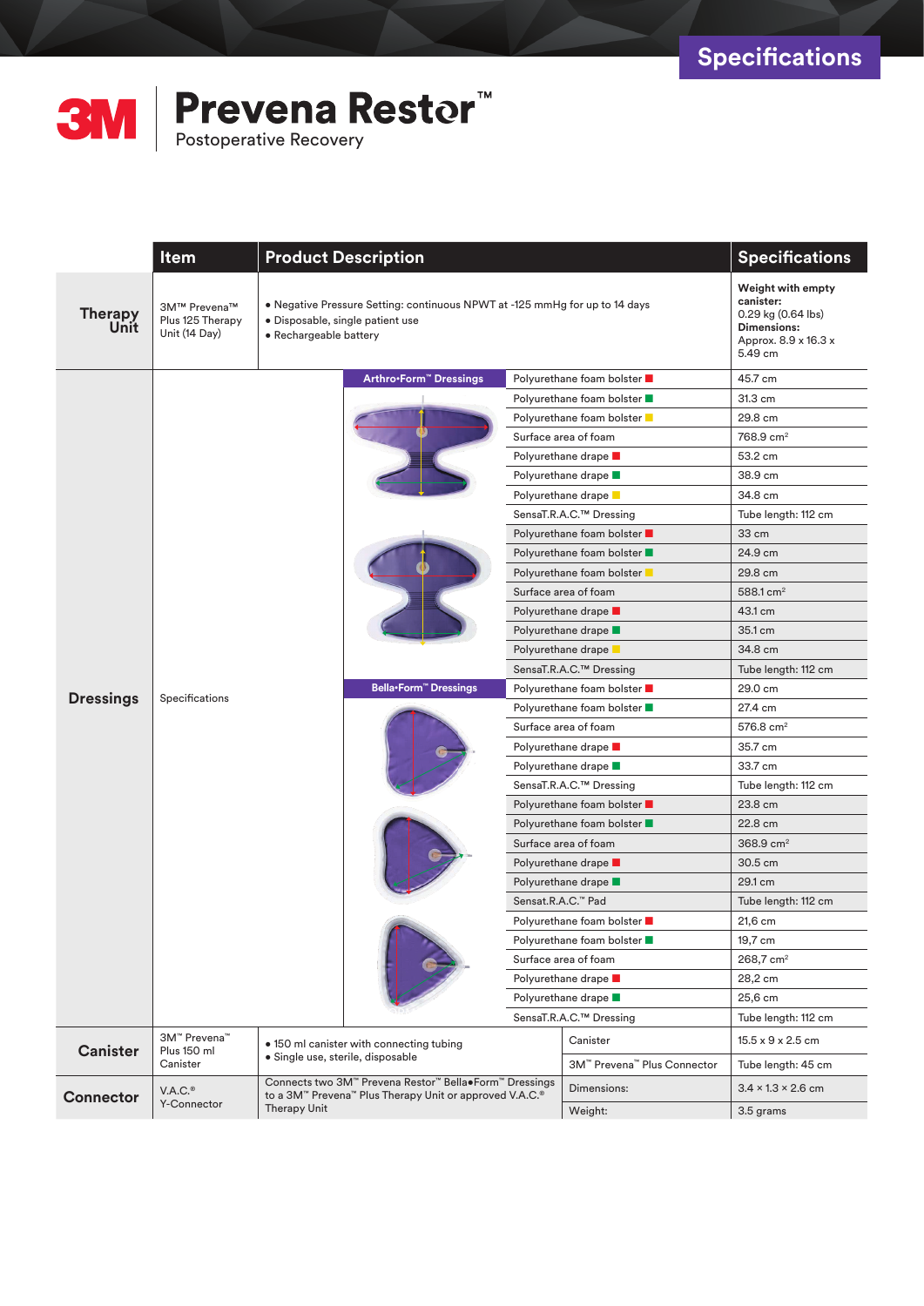Specifications

# 3M Prevena Restor™

Postoperative Recovery

| | Item | Product Description | | Specifications |
|---|---|---|---|---|
| **Therapy Unit** | 3M™ Prevena™ Plus 125 Therapy Unit (14 Day) | • Negative Pressure Setting: continuous NPWT at -125 mmHg for up to 14 days<br>• Disposable, single patient use<br>• Rechargeable battery | | **Weight with empty canister:** 0.29 kg (0.64 lbs) **Dimensions:** Approx. 8.9 x 16.3 x 5.49 cm |
| **Dressings** | Specifications | **Arthro•Form™ Dressings** | Polyurethane foam bolster (red) | 45.7 cm |
| | | | Polyurethane foam bolster (green) | 31.3 cm |
| | | | Polyurethane foam bolster (yellow) | 29.8 cm |
| | | | Surface area of foam | 768.9 cm² |
| | | | Polyurethane drape (red) | 53.2 cm |
| | | | Polyurethane drape (green) | 38.9 cm |
| | | | Polyurethane drape (yellow) | 34.8 cm |
| | | | SensaT.R.A.C.™ Dressing | Tube length: 112 cm |
| | | | Polyurethane foam bolster (red) | 33 cm |
| | | | Polyurethane foam bolster (green) | 24.9 cm |
| | | | Polyurethane foam bolster (yellow) | 29.8 cm |
| | | | Surface area of foam | 588.1 cm² |
| | | | Polyurethane drape (red) | 43.1 cm |
| | | | Polyurethane drape (green) | 35.1 cm |
| | | | Polyurethane drape (yellow) | 34.8 cm |
| | | | SensaT.R.A.C.™ Dressing | Tube length: 112 cm |
| | | **Bella•Form™ Dressings** | Polyurethane foam bolster (red) | 29.0 cm |
| | | | Polyurethane foam bolster (green) | 27.4 cm |
| | | | Surface area of foam | 576.8 cm² |
| | | | Polyurethane drape (red) | 35.7 cm |
| | | | Polyurethane drape (green) | 33.7 cm |
| | | | SensaT.R.A.C.™ Dressing | Tube length: 112 cm |
| | | | Polyurethane foam bolster (red) | 23.8 cm |
| | | | Polyurethane foam bolster (green) | 22.8 cm |
| | | | Surface area of foam | 368.9 cm² |
| | | | Polyurethane drape (red) | 30.5 cm |
| | | | Polyurethane drape (green) | 29.1 cm |
| | | | Sensat.R.A.C.™ Pad | Tube length: 112 cm |
| | | | Polyurethane foam bolster (red) | 21,6 cm |
| | | | Polyurethane foam bolster (green) | 19,7 cm |
| | | | Surface area of foam | 268,7 cm² |
| | | | Polyurethane drape (red) | 28,2 cm |
| | | | Polyurethane drape (green) | 25,6 cm |
| | | | SensaT.R.A.C.™ Dressing | Tube length: 112 cm |
| **Canister** | 3M™ Prevena™ Plus 150 ml Canister | • 150 ml canister with connecting tubing<br>• Single use, sterile, disposable | Canister | 15.5 x 9 x 2.5 cm |
| | | | 3M™ Prevena™ Plus Connector | Tube length: 45 cm |
| **Connector** | V.A.C.® Y-Connector | Connects two 3M™ Prevena Restor™ Bella•Form™ Dressings to a 3M™ Prevena™ Plus Therapy Unit or approved V.A.C.® Therapy Unit | Dimensions: | 3.4 × 1.3 × 2.6 cm |
| | | | Weight: | 3.5 grams |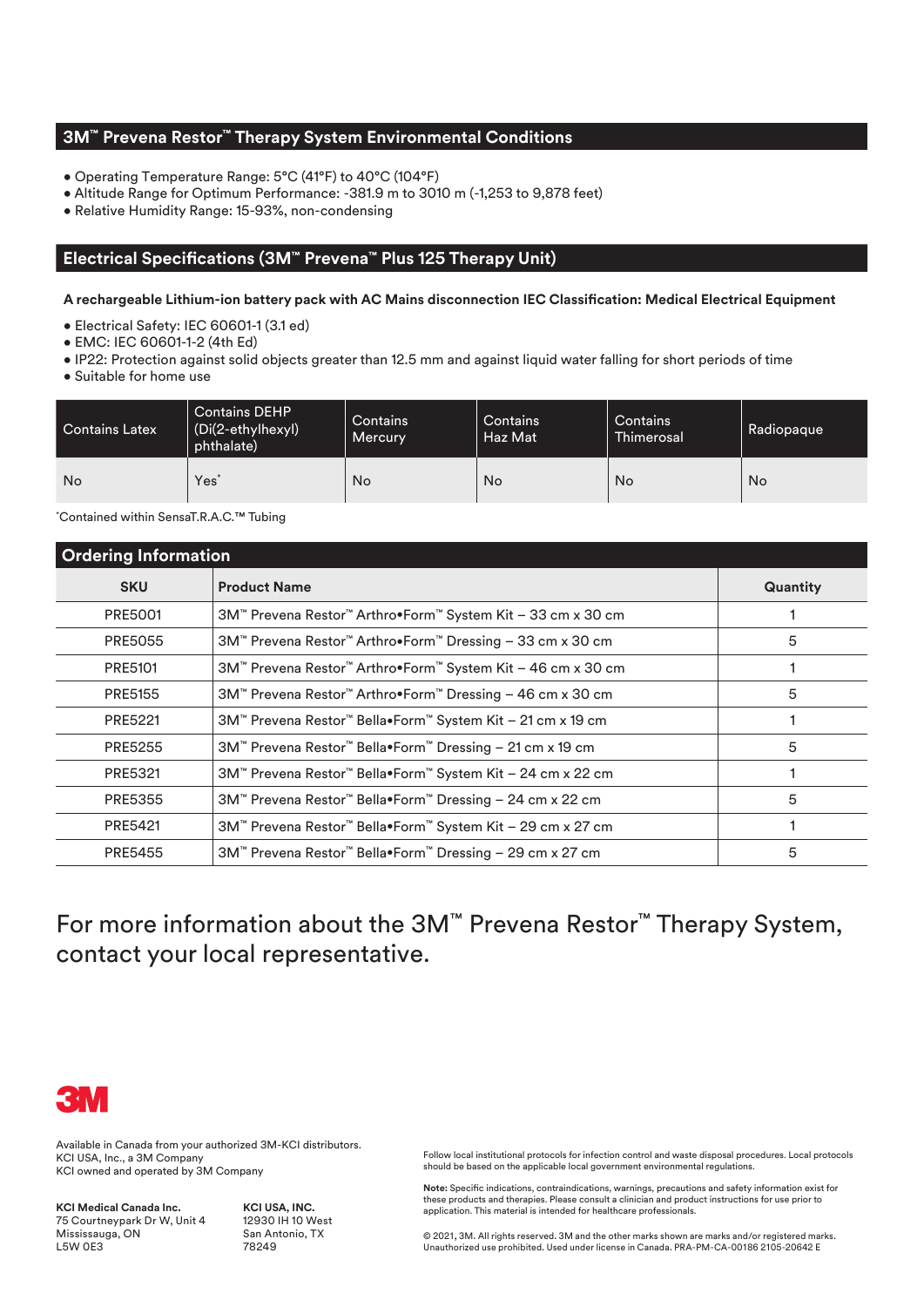## 3M™ Prevena Restor™ Therapy System Environmental Conditions

- Operating Temperature Range: 5°C (41°F) to 40°C (104°F)
- Altitude Range for Optimum Performance: -381.9 m to 3010 m (-1,253 to 9,878 feet)
- Relative Humidity Range: 15-93%, non-condensing

## Electrical Specifications (3M™ Prevena™ Plus 125 Therapy Unit)

**A rechargeable Lithium-ion battery pack with AC Mains disconnection IEC Classification: Medical Electrical Equipment**

- Electrical Safety: IEC 60601-1 (3.1 ed)
- EMC: IEC 60601-1-2 (4th Ed)
- IP22: Protection against solid objects greater than 12.5 mm and against liquid water falling for short periods of time
- Suitable for home use

| Contains Latex | Contains DEHP (Di(2-ethylhexyl) phthalate) | Contains Mercury | Contains Haz Mat | Contains Thimerosal | Radiopaque |
|---|---|---|---|---|---|
| No | Yes* | No | No | No | No |

*Contained within SensaT.R.A.C.™ Tubing

## Ordering Information

| SKU | Product Name | Quantity |
|---|---|---|
| PRE5001 | 3M™ Prevena Restor™ Arthro•Form™ System Kit – 33 cm x 30 cm | 1 |
| PRE5055 | 3M™ Prevena Restor™ Arthro•Form™ Dressing – 33 cm x 30 cm | 5 |
| PRE5101 | 3M™ Prevena Restor™ Arthro•Form™ System Kit – 46 cm x 30 cm | 1 |
| PRE5155 | 3M™ Prevena Restor™ Arthro•Form™ Dressing – 46 cm x 30 cm | 5 |
| PRE5221 | 3M™ Prevena Restor™ Bella•Form™ System Kit – 21 cm x 19 cm | 1 |
| PRE5255 | 3M™ Prevena Restor™ Bella•Form™ Dressing – 21 cm x 19 cm | 5 |
| PRE5321 | 3M™ Prevena Restor™ Bella•Form™ System Kit – 24 cm x 22 cm | 1 |
| PRE5355 | 3M™ Prevena Restor™ Bella•Form™ Dressing – 24 cm x 22 cm | 5 |
| PRE5421 | 3M™ Prevena Restor™ Bella•Form™ System Kit – 29 cm x 27 cm | 1 |
| PRE5455 | 3M™ Prevena Restor™ Bella•Form™ Dressing – 29 cm x 27 cm | 5 |

# For more information about the 3M™ Prevena Restor™ Therapy System, contact your local representative.

3M

Available in Canada from your authorized 3M-KCI distributors.
KCI USA, Inc., a 3M Company
KCI owned and operated by 3M Company

**KCI Medical Canada Inc.**
75 Courtneypark Dr W, Unit 4
Mississauga, ON
L5W 0E3

**KCI USA, INC.**
12930 IH 10 West
San Antonio, TX
78249

Follow local institutional protocols for infection control and waste disposal procedures. Local protocols should be based on the applicable local government environmental regulations.

**Note:** Specific indications, contraindications, warnings, precautions and safety information exist for these products and therapies. Please consult a clinician and product instructions for use prior to application. This material is intended for healthcare professionals.

© 2021, 3M. All rights reserved. 3M and the other marks shown are marks and/or registered marks. Unauthorized use prohibited. Used under license in Canada. PRA-PM-CA-00186 2105-20642 E